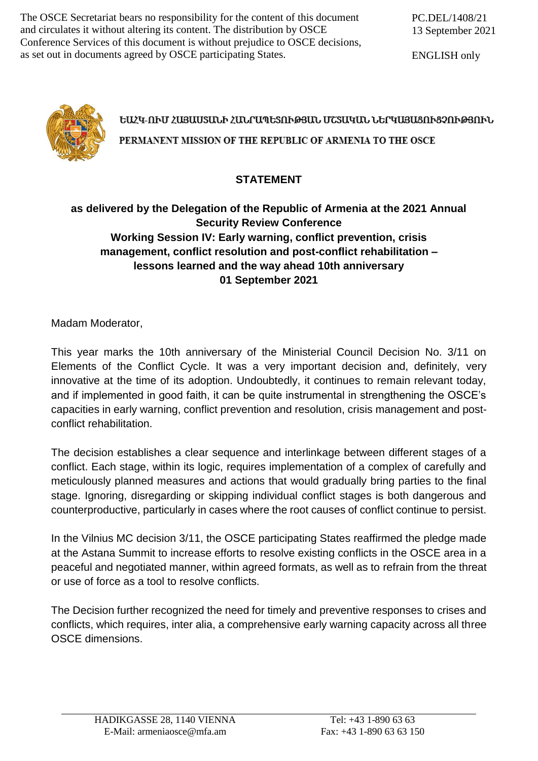The OSCE Secretariat bears no responsibility for the content of this document and circulates it without altering its content. The distribution by OSCE Conference Services of this document is without prejudice to OSCE decisions, as set out in documents agreed by OSCE participating States.

PC.DEL/1408/21
13 September 2021

ENGLISH only

ԵԱՀԿ-ՈՒՄ ՀԱՅԱՍՏԱՆԻ ՀԱՆՐԱՊԵՏՈՒԹՅԱՆ ՄՇՏԱԿԱՆ ՆԵՐԿԱՅԱՑՈՒՑՉՈՒԹՅՈՒՆ

PERMANENT MISSION OF THE REPUBLIC OF ARMENIA TO THE OSCE

## STATEMENT

### as delivered by the Delegation of the Republic of Armenia at the 2021 Annual Security Review Conference Working Session IV: Early warning, conflict prevention, crisis management, conflict resolution and post-conflict rehabilitation – lessons learned and the way ahead 10th anniversary 01 September 2021

Madam Moderator,

This year marks the 10th anniversary of the Ministerial Council Decision No. 3/11 on Elements of the Conflict Cycle. It was a very important decision and, definitely, very innovative at the time of its adoption. Undoubtedly, it continues to remain relevant today, and if implemented in good faith, it can be quite instrumental in strengthening the OSCE's capacities in early warning, conflict prevention and resolution, crisis management and post-conflict rehabilitation.

The decision establishes a clear sequence and interlinkage between different stages of a conflict. Each stage, within its logic, requires implementation of a complex of carefully and meticulously planned measures and actions that would gradually bring parties to the final stage. Ignoring, disregarding or skipping individual conflict stages is both dangerous and counterproductive, particularly in cases where the root causes of conflict continue to persist.

In the Vilnius MC decision 3/11, the OSCE participating States reaffirmed the pledge made at the Astana Summit to increase efforts to resolve existing conflicts in the OSCE area in a peaceful and negotiated manner, within agreed formats, as well as to refrain from the threat or use of force as a tool to resolve conflicts.

The Decision further recognized the need for timely and preventive responses to crises and conflicts, which requires, inter alia, a comprehensive early warning capacity across all three OSCE dimensions.

HADIKGASSE 28, 1140 VIENNA
E-Mail: armeniaosce@mfa.am

Tel: +43 1-890 63 63
Fax: +43 1-890 63 63 150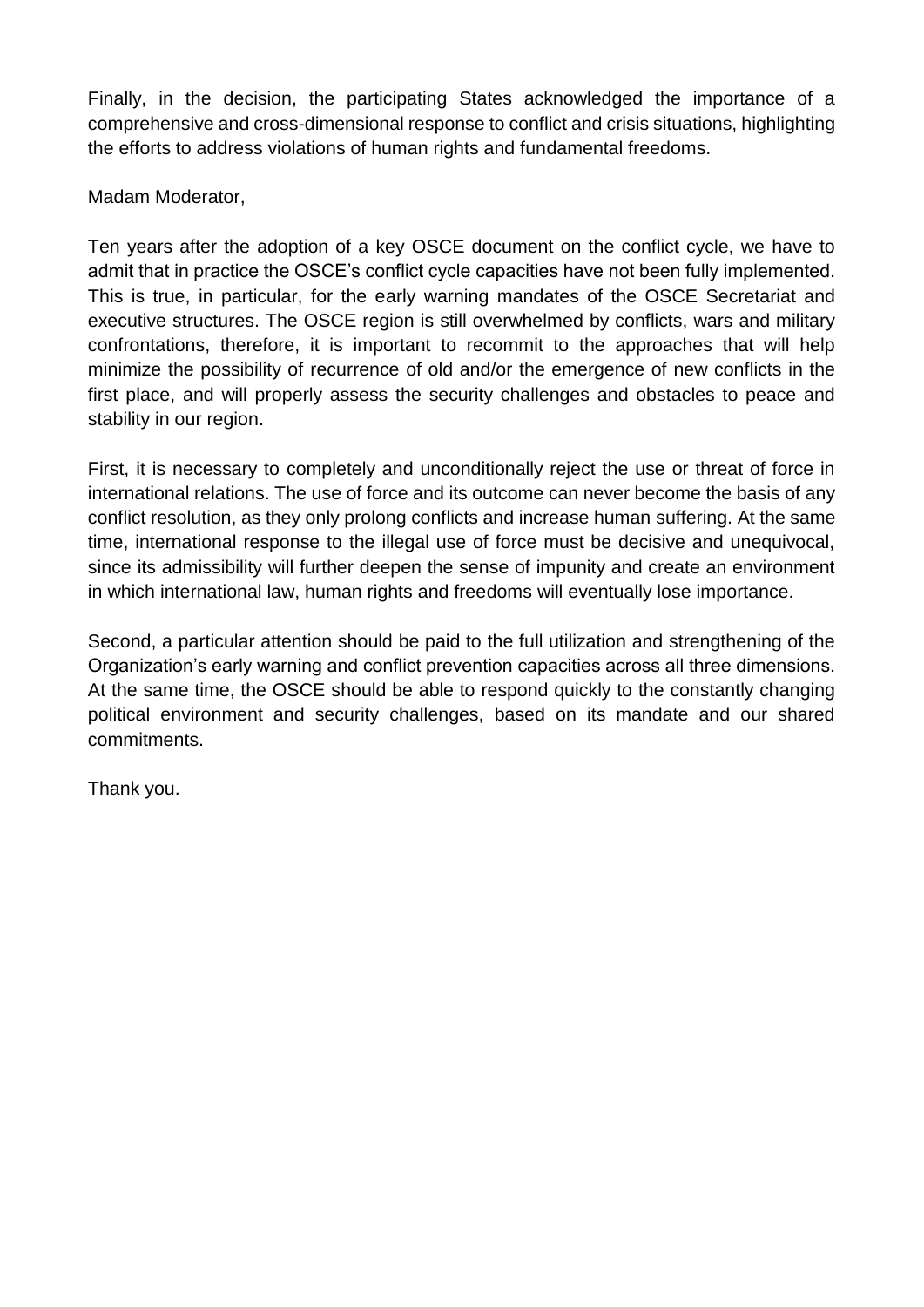Finally, in the decision, the participating States acknowledged the importance of a comprehensive and cross-dimensional response to conflict and crisis situations, highlighting the efforts to address violations of human rights and fundamental freedoms.

Madam Moderator,

Ten years after the adoption of a key OSCE document on the conflict cycle, we have to admit that in practice the OSCE's conflict cycle capacities have not been fully implemented. This is true, in particular, for the early warning mandates of the OSCE Secretariat and executive structures. The OSCE region is still overwhelmed by conflicts, wars and military confrontations, therefore, it is important to recommit to the approaches that will help minimize the possibility of recurrence of old and/or the emergence of new conflicts in the first place, and will properly assess the security challenges and obstacles to peace and stability in our region.

First, it is necessary to completely and unconditionally reject the use or threat of force in international relations. The use of force and its outcome can never become the basis of any conflict resolution, as they only prolong conflicts and increase human suffering. At the same time, international response to the illegal use of force must be decisive and unequivocal, since its admissibility will further deepen the sense of impunity and create an environment in which international law, human rights and freedoms will eventually lose importance.

Second, a particular attention should be paid to the full utilization and strengthening of the Organization's early warning and conflict prevention capacities across all three dimensions. At the same time, the OSCE should be able to respond quickly to the constantly changing political environment and security challenges, based on its mandate and our shared commitments.

Thank you.